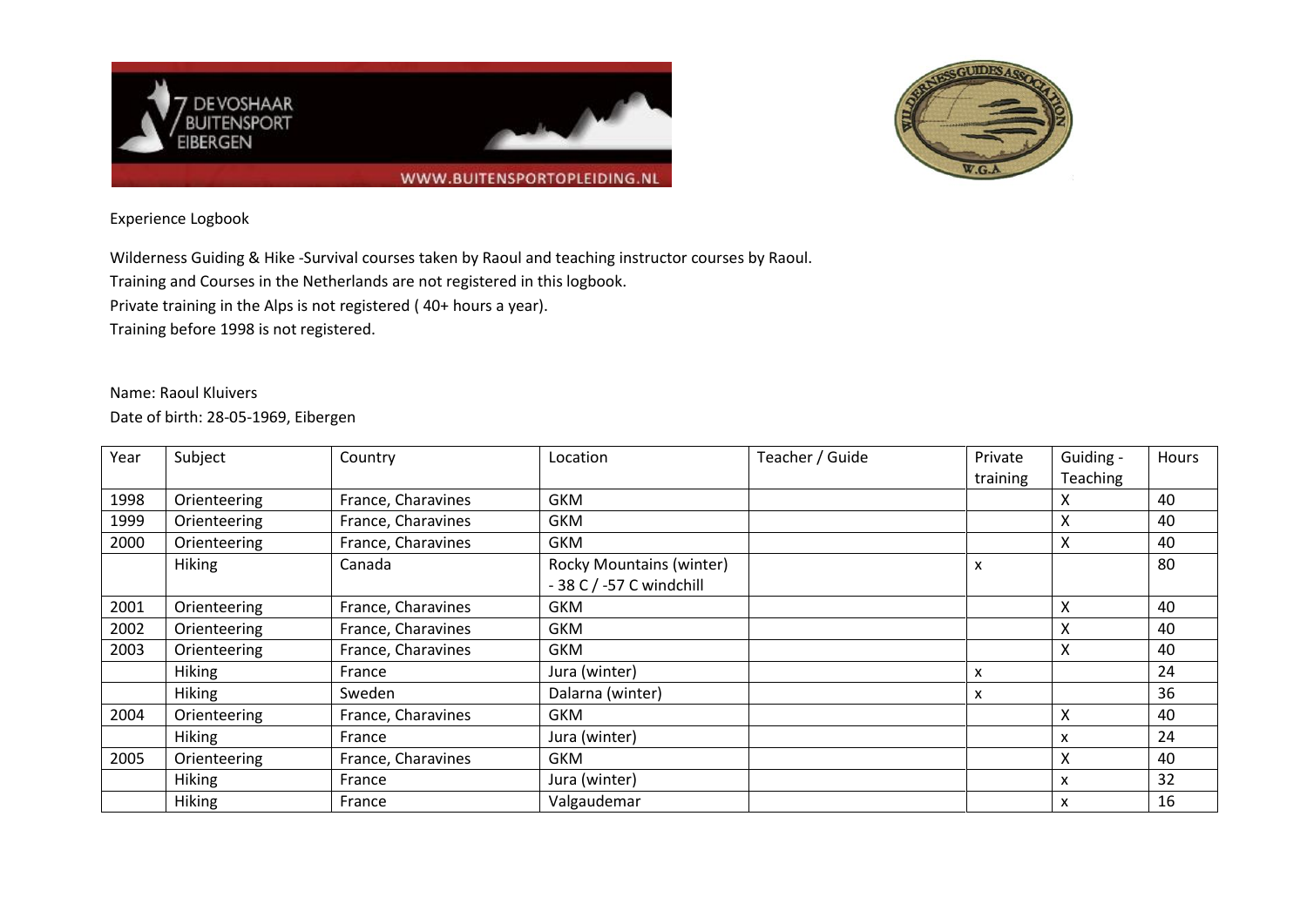Experience Logbook

Wilderness Guiding & Hike -Survival courses taken by Raoul and teaching instructor courses by Raoul.
Training and Courses in the Netherlands are not registered in this logbook.
Private training in the Alps is not registered ( 40+ hours a year).
Training before 1998 is not registered.

Name: Raoul Kluivers
Date of birth: 28-05-1969, Eibergen

| Year | Subject | Country | Location | Teacher / Guide | Private training | Guiding - Teaching | Hours |
|---|---|---|---|---|---|---|---|
| 1998 | Orienteering | France, Charavines | GKM | | | X | 40 |
| 1999 | Orienteering | France, Charavines | GKM | | | X | 40 |
| 2000 | Orienteering | France, Charavines | GKM | | | X | 40 |
| | Hiking | Canada | Rocky Mountains (winter) - 38 C / -57 C windchill | | x | | 80 |
| 2001 | Orienteering | France, Charavines | GKM | | | X | 40 |
| 2002 | Orienteering | France, Charavines | GKM | | | X | 40 |
| 2003 | Orienteering | France, Charavines | GKM | | | X | 40 |
| | Hiking | France | Jura (winter) | | x | | 24 |
| | Hiking | Sweden | Dalarna (winter) | | x | | 36 |
| 2004 | Orienteering | France, Charavines | GKM | | | X | 40 |
| | Hiking | France | Jura (winter) | | | x | 24 |
| 2005 | Orienteering | France, Charavines | GKM | | | X | 40 |
| | Hiking | France | Jura (winter) | | | x | 32 |
| | Hiking | France | Valgaudemar | | | x | 16 |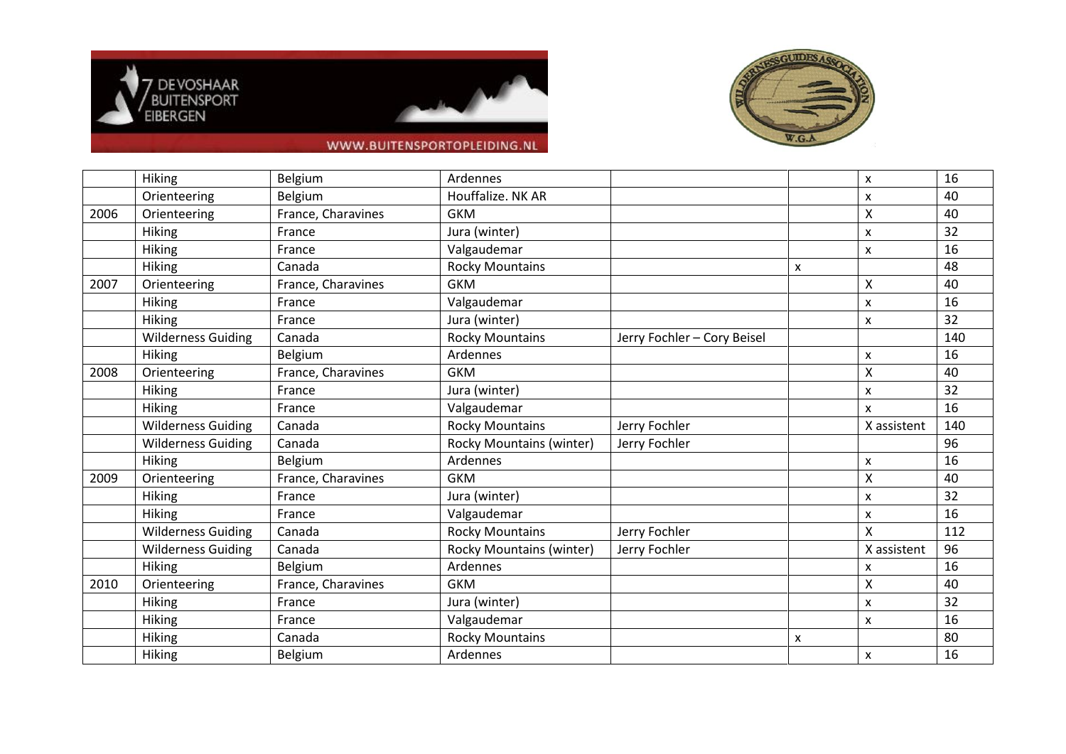| | | | | | | | |
|---|---|---|---|---|---|---|---|
| | Hiking | Belgium | Ardennes | | | x | 16 |
| | Orienteering | Belgium | Houffalize. NK AR | | | x | 40 |
| 2006 | Orienteering | France, Charavines | GKM | | | X | 40 |
| | Hiking | France | Jura (winter) | | | x | 32 |
| | Hiking | France | Valgaudemar | | | x | 16 |
| | Hiking | Canada | Rocky Mountains | | x | | 48 |
| 2007 | Orienteering | France, Charavines | GKM | | | X | 40 |
| | Hiking | France | Valgaudemar | | | x | 16 |
| | Hiking | France | Jura (winter) | | | x | 32 |
| | Wilderness Guiding | Canada | Rocky Mountains | Jerry Fochler – Cory Beisel | | | 140 |
| | Hiking | Belgium | Ardennes | | | x | 16 |
| 2008 | Orienteering | France, Charavines | GKM | | | X | 40 |
| | Hiking | France | Jura (winter) | | | x | 32 |
| | Hiking | France | Valgaudemar | | | x | 16 |
| | Wilderness Guiding | Canada | Rocky Mountains | Jerry Fochler | | X assistent | 140 |
| | Wilderness Guiding | Canada | Rocky Mountains (winter) | Jerry Fochler | | | 96 |
| | Hiking | Belgium | Ardennes | | | x | 16 |
| 2009 | Orienteering | France, Charavines | GKM | | | X | 40 |
| | Hiking | France | Jura (winter) | | | x | 32 |
| | Hiking | France | Valgaudemar | | | x | 16 |
| | Wilderness Guiding | Canada | Rocky Mountains | Jerry Fochler | | X | 112 |
| | Wilderness Guiding | Canada | Rocky Mountains (winter) | Jerry Fochler | | X assistent | 96 |
| | Hiking | Belgium | Ardennes | | | x | 16 |
| 2010 | Orienteering | France, Charavines | GKM | | | X | 40 |
| | Hiking | France | Jura (winter) | | | x | 32 |
| | Hiking | France | Valgaudemar | | | x | 16 |
| | Hiking | Canada | Rocky Mountains | | x | | 80 |
| | Hiking | Belgium | Ardennes | | | x | 16 |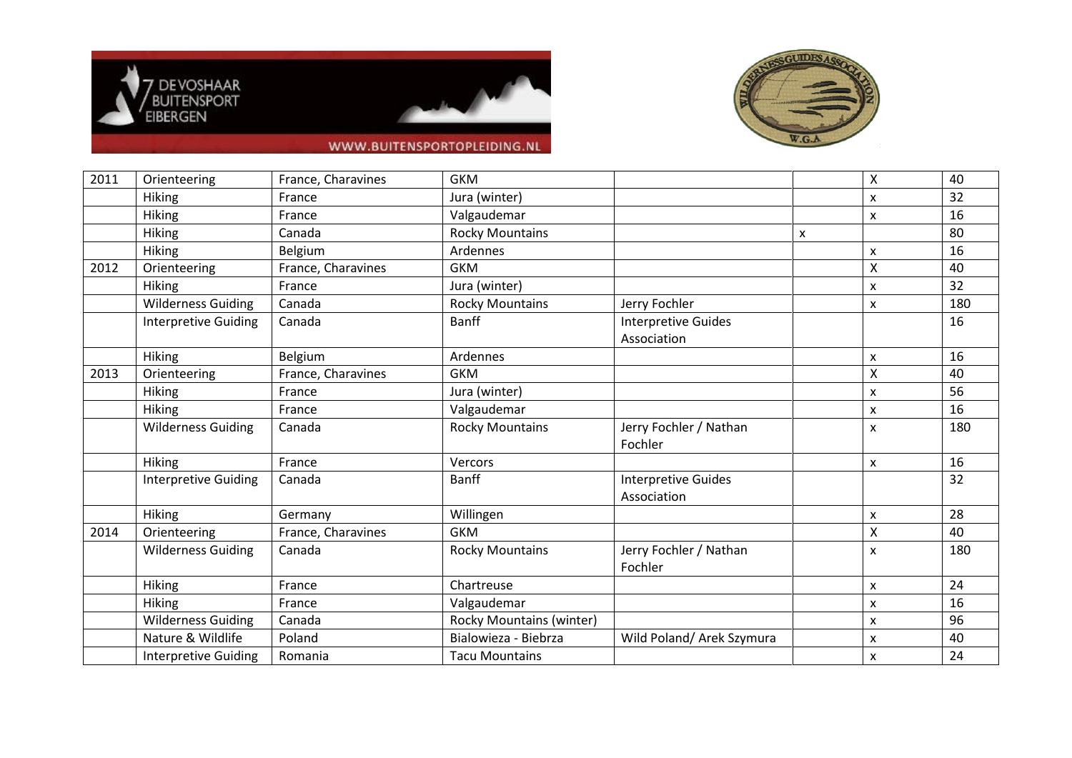| | | | | | | | |
|---|---|---|---|---|---|---|---|
| 2011 | Orienteering | France, Charavines | GKM | | | X | 40 |
| | Hiking | France | Jura (winter) | | | x | 32 |
| | Hiking | France | Valgaudemar | | | x | 16 |
| | Hiking | Canada | Rocky Mountains | | x | | 80 |
| | Hiking | Belgium | Ardennes | | | x | 16 |
| 2012 | Orienteering | France, Charavines | GKM | | | X | 40 |
| | Hiking | France | Jura (winter) | | | x | 32 |
| | Wilderness Guiding | Canada | Rocky Mountains | Jerry Fochler | | x | 180 |
| | Interpretive Guiding | Canada | Banff | Interpretive Guides Association | | | 16 |
| | Hiking | Belgium | Ardennes | | | x | 16 |
| 2013 | Orienteering | France, Charavines | GKM | | | X | 40 |
| | Hiking | France | Jura (winter) | | | x | 56 |
| | Hiking | France | Valgaudemar | | | x | 16 |
| | Wilderness Guiding | Canada | Rocky Mountains | Jerry Fochler / Nathan Fochler | | x | 180 |
| | Hiking | France | Vercors | | | x | 16 |
| | Interpretive Guiding | Canada | Banff | Interpretive Guides Association | | | 32 |
| | Hiking | Germany | Willingen | | | x | 28 |
| 2014 | Orienteering | France, Charavines | GKM | | | X | 40 |
| | Wilderness Guiding | Canada | Rocky Mountains | Jerry Fochler / Nathan Fochler | | x | 180 |
| | Hiking | France | Chartreuse | | | x | 24 |
| | Hiking | France | Valgaudemar | | | x | 16 |
| | Wilderness Guiding | Canada | Rocky Mountains (winter) | | | x | 96 |
| | Nature & Wildlife | Poland | Bialowieza - Biebrza | Wild Poland/ Arek Szymura | | x | 40 |
| | Interpretive Guiding | Romania | Tacu Mountains | | | x | 24 |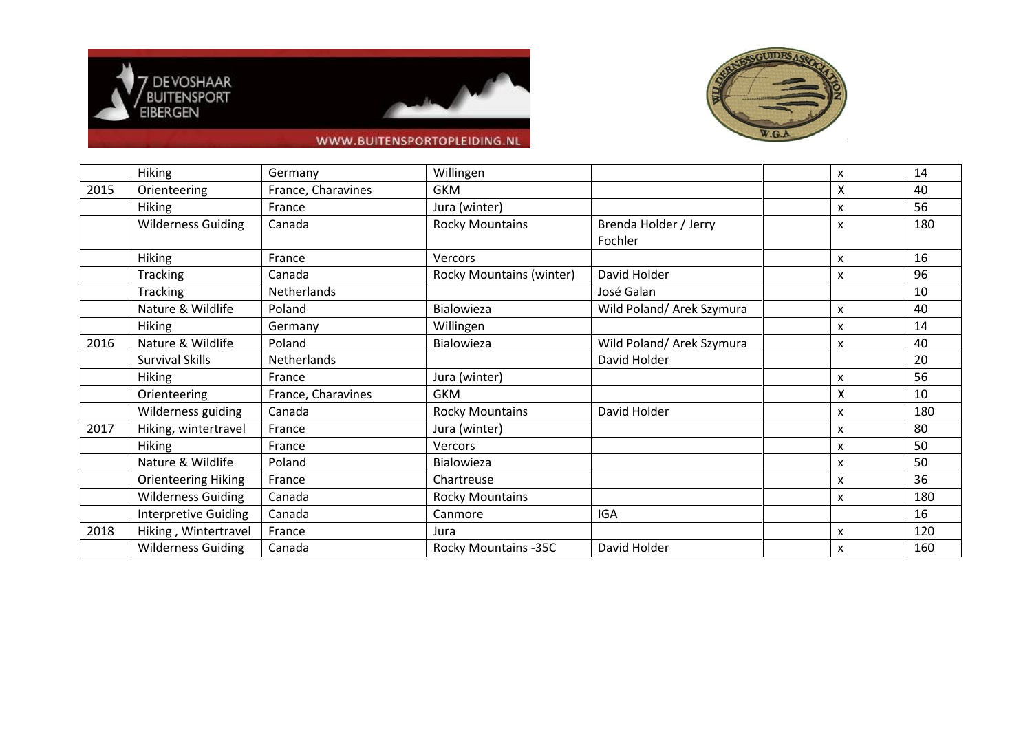| | | | | | | | |
|---|---|---|---|---|---|---|---|
| | Hiking | Germany | Willingen | | | x | 14 |
| 2015 | Orienteering | France, Charavines | GKM | | | X | 40 |
| | Hiking | France | Jura (winter) | | | x | 56 |
| | Wilderness Guiding | Canada | Rocky Mountains | Brenda Holder / Jerry Fochler | | x | 180 |
| | Hiking | France | Vercors | | | x | 16 |
| | Tracking | Canada | Rocky Mountains (winter) | David Holder | | x | 96 |
| | Tracking | Netherlands | | José Galan | | | 10 |
| | Nature & Wildlife | Poland | Bialowieza | Wild Poland/ Arek Szymura | | x | 40 |
| | Hiking | Germany | Willingen | | | x | 14 |
| 2016 | Nature & Wildlife | Poland | Bialowieza | Wild Poland/ Arek Szymura | | x | 40 |
| | Survival Skills | Netherlands | | David Holder | | | 20 |
| | Hiking | France | Jura (winter) | | | x | 56 |
| | Orienteering | France, Charavines | GKM | | | X | 10 |
| | Wilderness guiding | Canada | Rocky Mountains | David Holder | | x | 180 |
| 2017 | Hiking, wintertravel | France | Jura (winter) | | | x | 80 |
| | Hiking | France | Vercors | | | x | 50 |
| | Nature & Wildlife | Poland | Bialowieza | | | x | 50 |
| | Orienteering Hiking | France | Chartreuse | | | x | 36 |
| | Wilderness Guiding | Canada | Rocky Mountains | | | x | 180 |
| | Interpretive Guiding | Canada | Canmore | IGA | | | 16 |
| 2018 | Hiking , Wintertravel | France | Jura | | | x | 120 |
| | Wilderness Guiding | Canada | Rocky Mountains -35C | David Holder | | x | 160 |